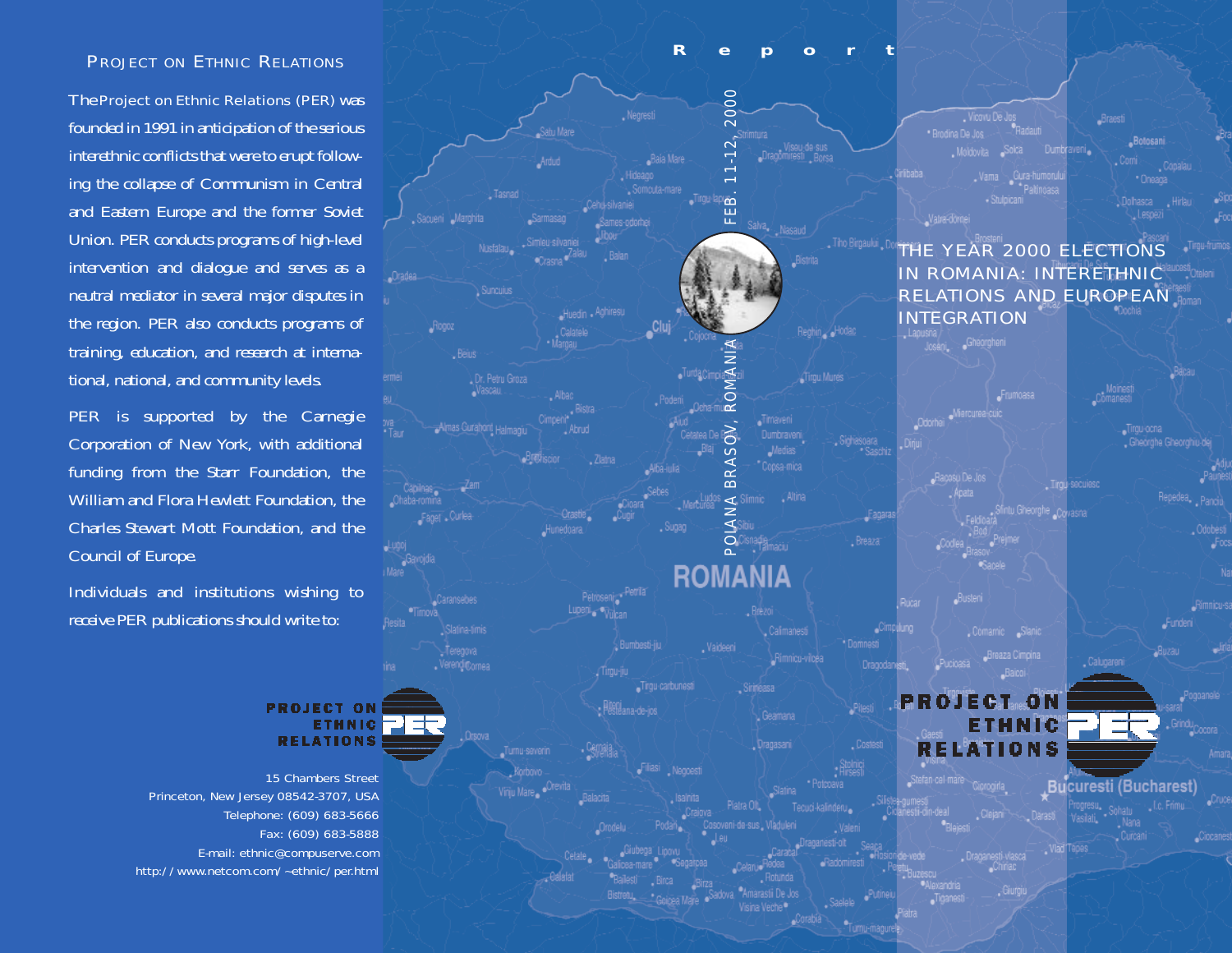## Project on Ethnic Relations

The Project on Ethnic Relations (PER) was founded in 1991 in anticipation of the serious interethnic conflicts that were to erupt following the collapse of Communism in Central and Eastern Europe and the former Soviet Union. PER conducts programs of high-level intervention and dialogue and serves as a neutral mediator in several major disputes in the region. PER also conducts programs of training, education, and research at international, national, and community levels.

PER is supported by the Carnegie Corporation of New York, with additional funding from the Starr Foundation, the William and Flora Hewlett Foundation, the Charles Stewart Mott Foundation, and the Council of Europe.

Individuals and institutions wishing to receive PER publications should write to:

**PROJECT ON ETHNIC RELATIONS**

15 Chambers Street
Princeton, New Jersey 08542-3707, USA
Telephone: (609) 683-5666
Fax: (609) 683-5888
E-mail: ethnic@compuserve.com
http://www.netcom.com/~ethnic/per.html

Report

POLANA BRASOV, ROMANIA
FEB. 11-12, 2000

# THE YEAR 2000 ELECTIONS IN ROMANIA: INTERETHNIC RELATIONS AND EUROPEAN INTEGRATION

**PROJECT ON ETHNIC RELATIONS**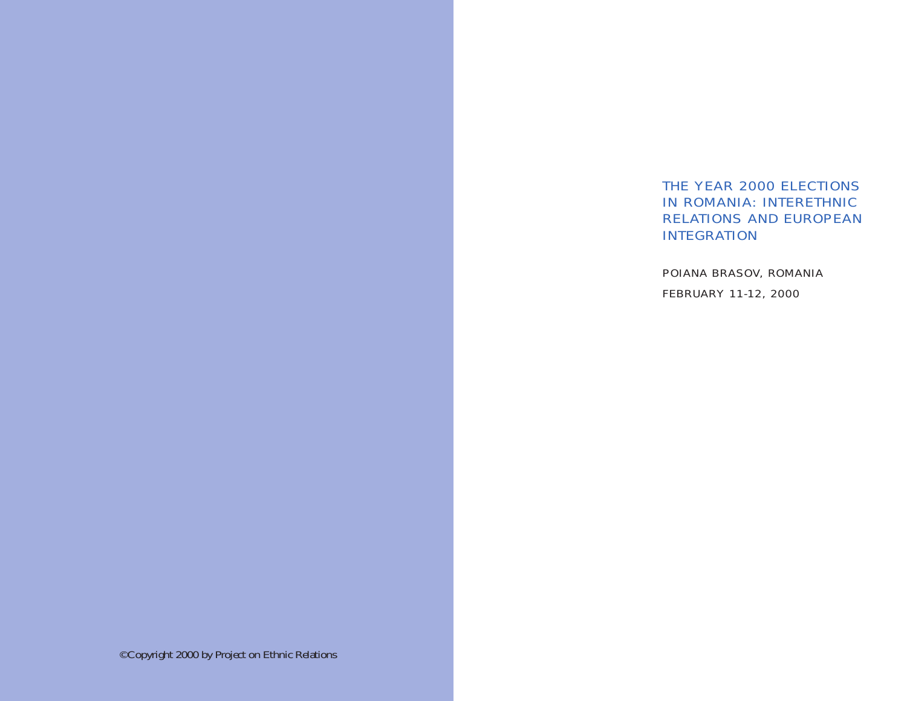©Copyright 2000 by Project on Ethnic Relations

# THE YEAR 2000 ELECTIONS IN ROMANIA: INTERETHNIC RELATIONS AND EUROPEAN INTEGRATION

POIANA BRASOV, ROMANIA

FEBRUARY 11-12, 2000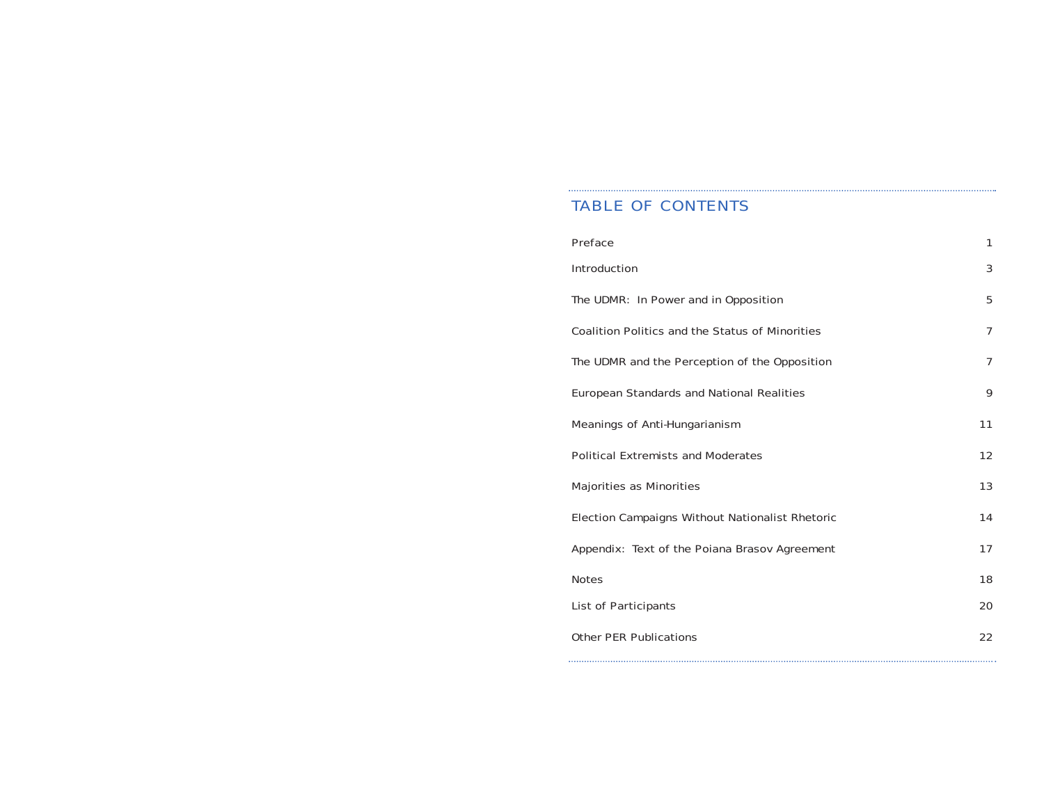## TABLE OF CONTENTS

| | |
|---|---|
| Preface | 1 |
| Introduction | 3 |
| The UDMR: In Power and in Opposition | 5 |
| Coalition Politics and the Status of Minorities | 7 |
| The UDMR and the Perception of the Opposition | 7 |
| European Standards and National Realities | 9 |
| Meanings of Anti-Hungarianism | 11 |
| Political Extremists and Moderates | 12 |
| Majorities as Minorities | 13 |
| Election Campaigns Without Nationalist Rhetoric | 14 |
| Appendix: Text of the Poiana Brasov Agreement | 17 |
| Notes | 18 |
| List of Participants | 20 |
| Other PER Publications | 22 |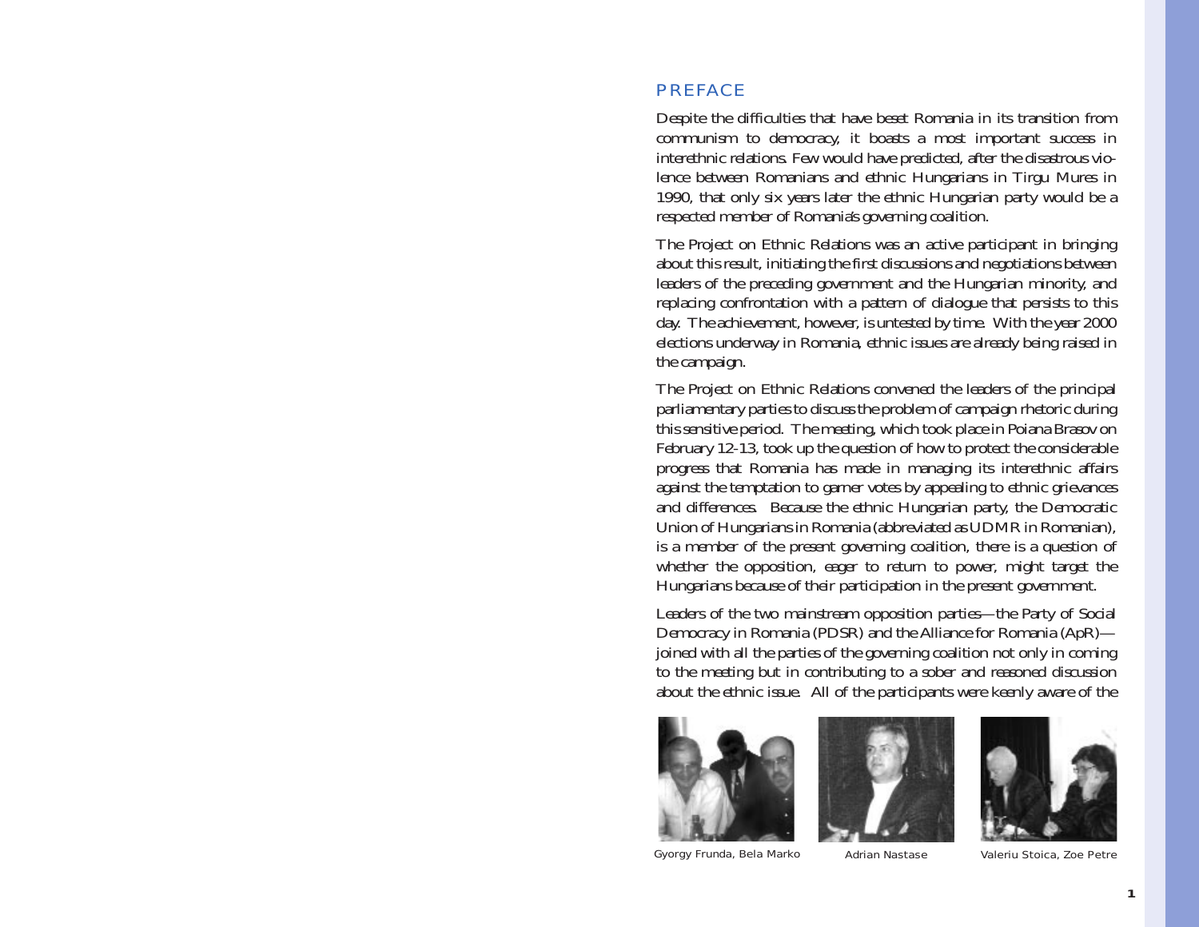## PREFACE

Despite the difficulties that have beset Romania in its transition from communism to democracy, it boasts a most important success in interethnic relations. Few would have predicted, after the disastrous violence between Romanians and ethnic Hungarians in Tirgu Mures in 1990, that only six years later the ethnic Hungarian party would be a respected member of Romania's governing coalition.

The Project on Ethnic Relations was an active participant in bringing about this result, initiating the first discussions and negotiations between leaders of the preceding government and the Hungarian minority, and replacing confrontation with a pattern of dialogue that persists to this day. The achievement, however, is untested by time. With the year 2000 elections underway in Romania, ethnic issues are already being raised in the campaign.

The Project on Ethnic Relations convened the leaders of the principal parliamentary parties to discuss the problem of campaign rhetoric during this sensitive period. The meeting, which took place in Poiana Brasov on February 12-13, took up the question of how to protect the considerable progress that Romania has made in managing its interethnic affairs against the temptation to garner votes by appealing to ethnic grievances and differences. Because the ethnic Hungarian party, the Democratic Union of Hungarians in Romania (abbreviated as UDMR in Romanian), is a member of the present governing coalition, there is a question of whether the opposition, eager to return to power, might target the Hungarians because of their participation in the present government.

Leaders of the two mainstream opposition parties—the Party of Social Democracy in Romania (PDSR) and the Alliance for Romania (ApR)—joined with all the parties of the governing coalition not only in coming to the meeting but in contributing to a sober and reasoned discussion about the ethnic issue. All of the participants were keenly aware of the

Gyorgy Frunda, Bela Marko

Adrian Nastase

Valeriu Stoica, Zoe Petre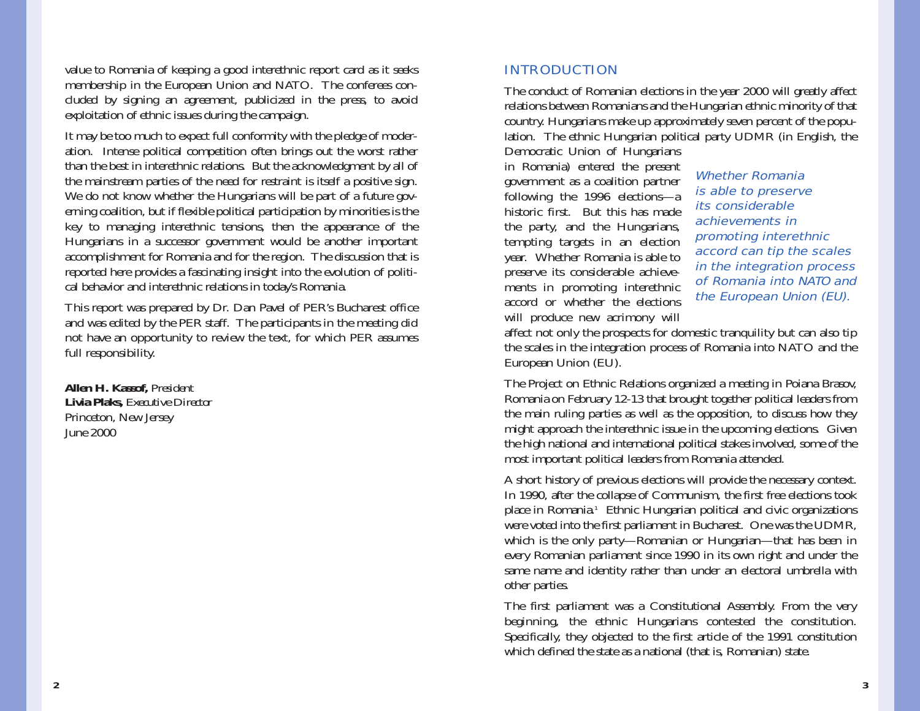value to Romania of keeping a good interethnic report card as it seeks membership in the European Union and NATO. The conferees concluded by signing an agreement, publicized in the press, to avoid exploitation of ethnic issues during the campaign.

It may be too much to expect full conformity with the pledge of moderation. Intense political competition often brings out the worst rather than the best in interethnic relations. But the acknowledgment by all of the mainstream parties of the need for restraint is itself a positive sign. We do not know whether the Hungarians will be part of a future governing coalition, but if flexible political participation by minorities is the key to managing interethnic tensions, then the appearance of the Hungarians in a successor government would be another important accomplishment for Romania and for the region. The discussion that is reported here provides a fascinating insight into the evolution of political behavior and interethnic relations in today's Romania.

This report was prepared by Dr. Dan Pavel of PER's Bucharest office and was edited by the PER staff. The participants in the meeting did not have an opportunity to review the text, for which PER assumes full responsibility.

**Allen H. Kassof,** *President*
**Livia Plaks,** *Executive Director*
Princeton, New Jersey
June 2000

## INTRODUCTION

The conduct of Romanian elections in the year 2000 will greatly affect relations between Romanians and the Hungarian ethnic minority of that country. Hungarians make up approximately seven percent of the population. The ethnic Hungarian political party UDMR (in English, the Democratic Union of Hungarians in Romania) entered the present government as a coalition partner following the 1996 elections—a historic first. But this has made the party, and the Hungarians, tempting targets in an election year. Whether Romania is able to preserve its considerable achievements in promoting interethnic accord or whether the elections will produce new acrimony will affect not only the prospects for domestic tranquility but can also tip the scales in the integration process of Romania into NATO and the European Union (EU).

*Whether Romania is able to preserve its considerable achievements in promoting interethnic accord can tip the scales in the integration process of Romania into NATO and the European Union (EU).*

The Project on Ethnic Relations organized a meeting in Poiana Brasov, Romania on February 12-13 that brought together political leaders from the main ruling parties as well as the opposition, to discuss how they might approach the interethnic issue in the upcoming elections. Given the high national and international political stakes involved, some of the most important political leaders from Romania attended.

A short history of previous elections will provide the necessary context. In 1990, after the collapse of Communism, the first free elections took place in Romania.[1] Ethnic Hungarian political and civic organizations were voted into the first parliament in Bucharest. One was the UDMR, which is the only party—Romanian or Hungarian—that has been in every Romanian parliament since 1990 in its own right and under the same name and identity rather than under an electoral umbrella with other parties.

The first parliament was a Constitutional Assembly. From the very beginning, the ethnic Hungarians contested the constitution. Specifically, they objected to the first article of the 1991 constitution which defined the state as a national (that is, Romanian) state.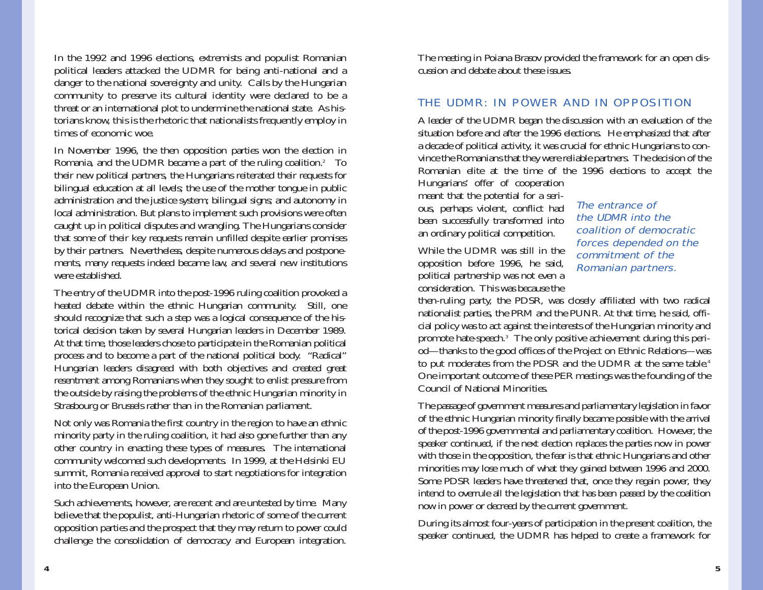In the 1992 and 1996 elections, extremists and populist Romanian political leaders attacked the UDMR for being anti-national and a danger to the national sovereignty and unity. Calls by the Hungarian community to preserve its cultural identity were declared to be a threat or an international plot to undermine the national state. As historians know, this is the rhetoric that nationalists frequently employ in times of economic woe.

In November 1996, the then opposition parties won the election in Romania, and the UDMR became a part of the ruling coalition.[2] To their new political partners, the Hungarians reiterated their requests for bilingual education at all levels; the use of the mother tongue in public administration and the justice system; bilingual signs; and autonomy in local administration. But plans to implement such provisions were often caught up in political disputes and wrangling. The Hungarians consider that some of their key requests remain unfilled despite earlier promises by their partners. Nevertheless, despite numerous delays and postponements, many requests indeed became law, and several new institutions were established.

The entry of the UDMR into the post-1996 ruling coalition provoked a heated debate within the ethnic Hungarian community. Still, one should recognize that such a step was a logical consequence of the historical decision taken by several Hungarian leaders in December 1989. At that time, those leaders chose to participate in the Romanian political process and to become a part of the national political body. "Radical" Hungarian leaders disagreed with both objectives and created great resentment among Romanians when they sought to enlist pressure from the outside by raising the problems of the ethnic Hungarian minority in Strasbourg or Brussels rather than in the Romanian parliament.

Not only was Romania the first country in the region to have an ethnic minority party in the ruling coalition, it had also gone further than any other country in enacting these types of measures. The international community welcomed such developments. In 1999, at the Helsinki EU summit, Romania received approval to start negotiations for integration into the European Union.

Such achievements, however, are recent and are untested by time. Many believe that the populist, anti-Hungarian rhetoric of some of the current opposition parties and the prospect that they may return to power could challenge the consolidation of democracy and European integration. The meeting in Poiana Brasov provided the framework for an open discussion and debate about these issues.

## THE UDMR: IN POWER AND IN OPPOSITION

A leader of the UDMR began the discussion with an evaluation of the situation before and after the 1996 elections. He emphasized that after a decade of political activity, it was crucial for ethnic Hungarians to convince the Romanians that they were reliable partners. The decision of the Romanian elite at the time of the 1996 elections to accept the Hungarians' offer of cooperation meant that the potential for a serious, perhaps violent, conflict had been successfully transformed into an ordinary political competition.

*The entrance of the UDMR into the coalition of democratic forces depended on the commitment of the Romanian partners.*

While the UDMR was still in the opposition before 1996, he said, political partnership was not even a consideration. This was because the then-ruling party, the PDSR, was closely affiliated with two radical nationalist parties, the PRM and the PUNR. At that time, he said, official policy was to act against the interests of the Hungarian minority and promote hate-speech.[3] The only positive achievement during this period—thanks to the good offices of the Project on Ethnic Relations—was to put moderates from the PDSR and the UDMR at the same table.[4] One important outcome of these PER meetings was the founding of the Council of National Minorities.

The passage of government measures and parliamentary legislation in favor of the ethnic Hungarian minority finally became possible with the arrival of the post-1996 governmental and parliamentary coalition. However, the speaker continued, if the next election replaces the parties now in power with those in the opposition, the fear is that ethnic Hungarians and other minorities may lose much of what they gained between 1996 and 2000. Some PDSR leaders have threatened that, once they regain power, they intend to overrule all the legislation that has been passed by the coalition now in power or decreed by the current government.

During its almost four-years of participation in the present coalition, the speaker continued, the UDMR has helped to create a framework for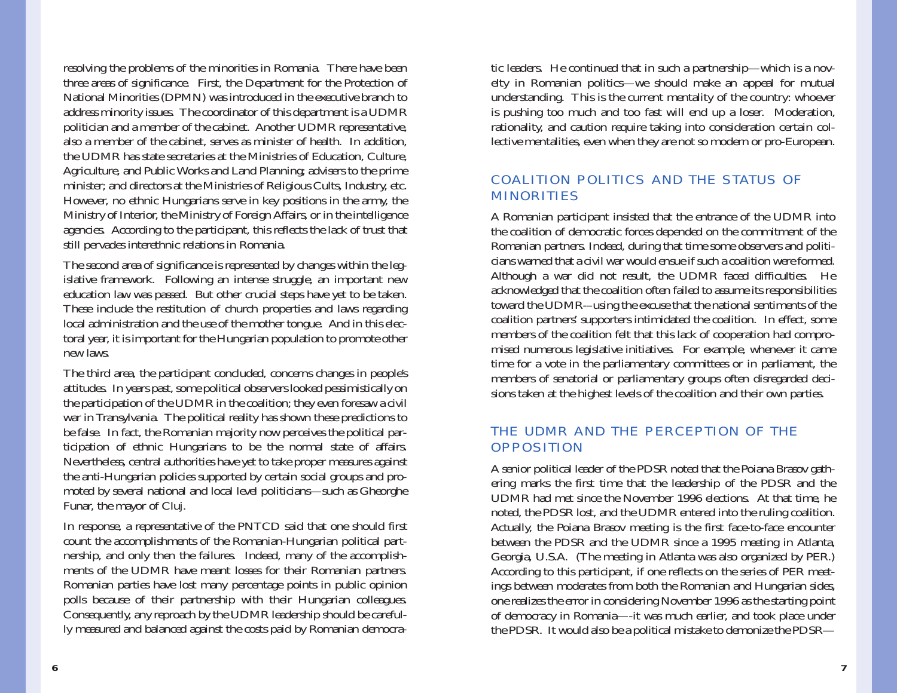resolving the problems of the minorities in Romania. There have been three areas of significance. First, the Department for the Protection of National Minorities (DPMN) was introduced in the executive branch to address minority issues. The coordinator of this department is a UDMR politician and a member of the cabinet. Another UDMR representative, also a member of the cabinet, serves as minister of health. In addition, the UDMR has state secretaries at the Ministries of Education, Culture, Agriculture, and Public Works and Land Planning; advisers to the prime minister; and directors at the Ministries of Religious Cults, Industry, etc. However, no ethnic Hungarians serve in key positions in the army, the Ministry of Interior, the Ministry of Foreign Affairs, or in the intelligence agencies. According to the participant, this reflects the lack of trust that still pervades interethnic relations in Romania.

The second area of significance is represented by changes within the legislative framework. Following an intense struggle, an important new education law was passed. But other crucial steps have yet to be taken. These include the restitution of church properties and laws regarding local administration and the use of the mother tongue. And in this electoral year, it is important for the Hungarian population to promote other new laws.

The third area, the participant concluded, concerns changes in people's attitudes. In years past, some political observers looked pessimistically on the participation of the UDMR in the coalition; they even foresaw a civil war in Transylvania. The political reality has shown these predictions to be false. In fact, the Romanian majority now perceives the political participation of ethnic Hungarians to be the normal state of affairs. Nevertheless, central authorities have yet to take proper measures against the anti-Hungarian policies supported by certain social groups and promoted by several national and local level politicians—such as Gheorghe Funar, the mayor of Cluj.

In response, a representative of the PNTCD said that one should first count the accomplishments of the Romanian-Hungarian political partnership, and only then the failures. Indeed, many of the accomplishments of the UDMR have meant losses for their Romanian partners. Romanian parties have lost many percentage points in public opinion polls because of their partnership with their Hungarian colleagues. Consequently, any reproach by the UDMR leadership should be carefully measured and balanced against the costs paid by Romanian democratic leaders. He continued that in such a partnership—which is a novelty in Romanian politics—we should make an appeal for mutual understanding. This is the current mentality of the country: whoever is pushing too much and too fast will end up a loser. Moderation, rationality, and caution require taking into consideration certain collective mentalities, even when they are not so modern or pro-European.

## COALITION POLITICS AND THE STATUS OF MINORITIES

A Romanian participant insisted that the entrance of the UDMR into the coalition of democratic forces depended on the commitment of the Romanian partners. Indeed, during that time some observers and politicians warned that a civil war would ensue if such a coalition were formed. Although a war did not result, the UDMR faced difficulties. He acknowledged that the coalition often failed to assume its responsibilities toward the UDMR—using the excuse that the national sentiments of the coalition partners' supporters intimidated the coalition. In effect, some members of the coalition felt that this lack of cooperation had compromised numerous legislative initiatives. For example, whenever it came time for a vote in the parliamentary committees or in parliament, the members of senatorial or parliamentary groups often disregarded decisions taken at the highest levels of the coalition and their own parties.

## THE UDMR AND THE PERCEPTION OF THE OPPOSITION

A senior political leader of the PDSR noted that the Poiana Brasov gathering marks the first time that the leadership of the PDSR and the UDMR had met since the November 1996 elections. At that time, he noted, the PDSR lost, and the UDMR entered into the ruling coalition. Actually, the Poiana Brasov meeting is the first face-to-face encounter between the PDSR and the UDMR since a 1995 meeting in Atlanta, Georgia, U.S.A. (The meeting in Atlanta was also organized by PER.) According to this participant, if one reflects on the series of PER meetings between moderates from both the Romanian and Hungarian sides, one realizes the error in considering November 1996 as the starting point of democracy in Romania—-it was much earlier, and took place under the PDSR. It would also be a political mistake to demonize the PDSR—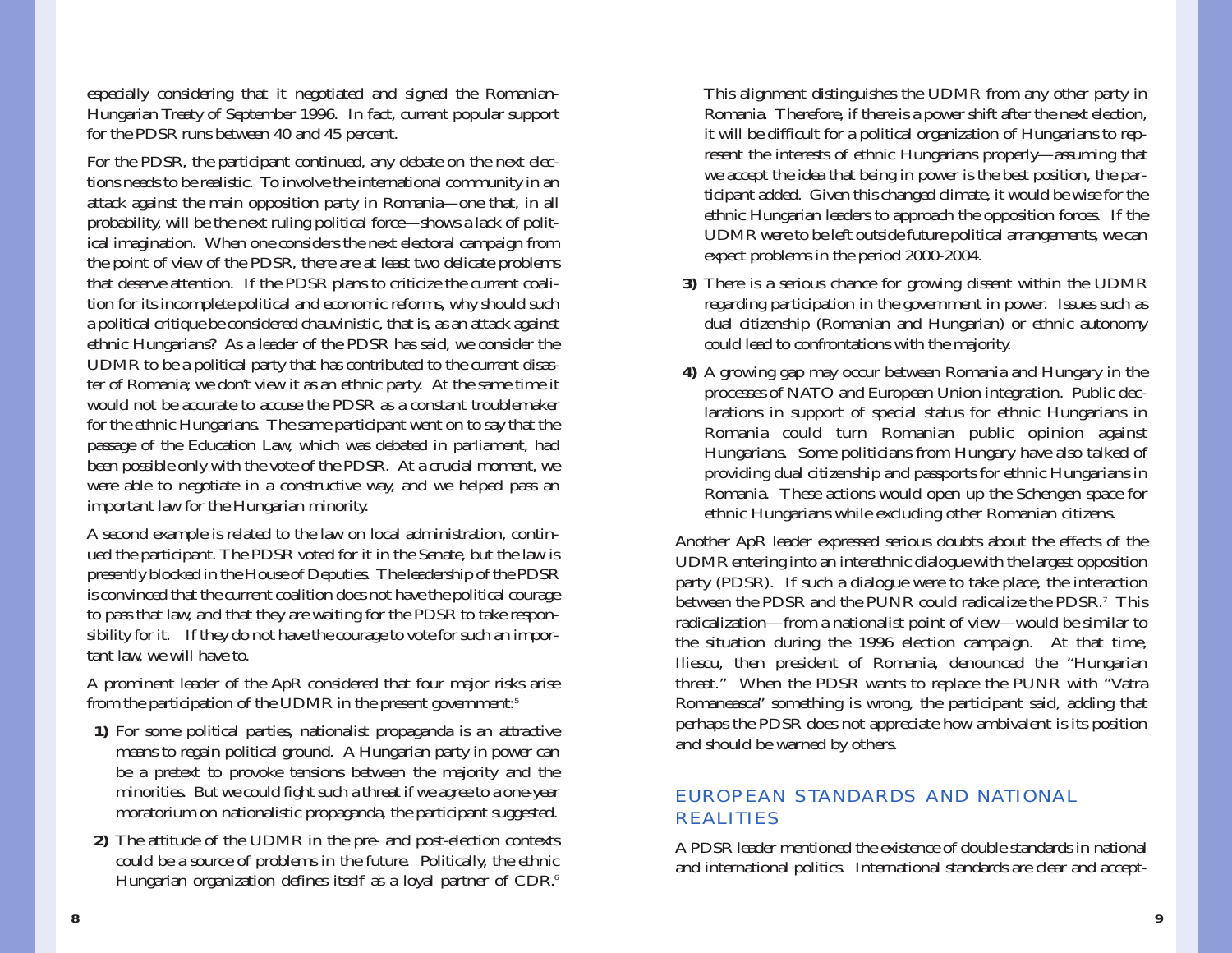especially considering that it negotiated and signed the Romanian-Hungarian Treaty of September 1996. In fact, current popular support for the PDSR runs between 40 and 45 percent.

For the PDSR, the participant continued, any debate on the next elections needs to be realistic. To involve the international community in an attack against the main opposition party in Romania—one that, in all probability, will be the next ruling political force—shows a lack of political imagination. When one considers the next electoral campaign from the point of view of the PDSR, there are at least two delicate problems that deserve attention. If the PDSR plans to criticize the current coalition for its incomplete political and economic reforms, why should such a political critique be considered chauvinistic, that is, as an attack against ethnic Hungarians? As a leader of the PDSR has said, we consider the UDMR to be a political party that has contributed to the current disaster of Romania; we don't view it as an ethnic party. At the same time it would not be accurate to accuse the PDSR as a constant troublemaker for the ethnic Hungarians. The same participant went on to say that the passage of the Education Law, which was debated in parliament, had been possible only with the vote of the PDSR. At a crucial moment, we were able to negotiate in a constructive way, and we helped pass an important law for the Hungarian minority.

A second example is related to the law on local administration, continued the participant. The PDSR voted for it in the Senate, but the law is presently blocked in the House of Deputies. The leadership of the PDSR is convinced that the current coalition does not have the political courage to pass that law, and that they are waiting for the PDSR to take responsibility for it. If they do not have the courage to vote for such an important law, we will have to.

A prominent leader of the ApR considered that four major risks arise from the participation of the UDMR in the present government:[5]

**1)** For some political parties, nationalist propaganda is an attractive means to regain political ground. A Hungarian party in power can be a pretext to provoke tensions between the majority and the minorities. But we could fight such a threat if we agree to a one-year moratorium on nationalistic propaganda, the participant suggested.

**2)** The attitude of the UDMR in the pre- and post-election contexts could be a source of problems in the future. Politically, the ethnic Hungarian organization defines itself as a loyal partner of CDR.[6] This alignment distinguishes the UDMR from any other party in Romania. Therefore, if there is a power shift after the next election, it will be difficult for a political organization of Hungarians to represent the interests of ethnic Hungarians properly—assuming that we accept the idea that being in power is the best position, the participant added. Given this changed climate, it would be wise for the ethnic Hungarian leaders to approach the opposition forces. If the UDMR were to be left outside future political arrangements, we can expect problems in the period 2000-2004.

**3)** There is a serious chance for growing dissent within the UDMR regarding participation in the government in power. Issues such as dual citizenship (Romanian and Hungarian) or ethnic autonomy could lead to confrontations with the majority.

**4)** A growing gap may occur between Romania and Hungary in the processes of NATO and European Union integration. Public declarations in support of special status for ethnic Hungarians in Romania could turn Romanian public opinion against Hungarians. Some politicians from Hungary have also talked of providing dual citizenship and passports for ethnic Hungarians in Romania. These actions would open up the Schengen space for ethnic Hungarians while excluding other Romanian citizens.

Another ApR leader expressed serious doubts about the effects of the UDMR entering into an interethnic dialogue with the largest opposition party (PDSR). If such a dialogue were to take place, the interaction between the PDSR and the PUNR could radicalize the PDSR.[7] This radicalization—from a nationalist point of view—would be similar to the situation during the 1996 election campaign. At that time, Iliescu, then president of Romania, denounced the "Hungarian threat." When the PDSR wants to replace the PUNR with "Vatra Romaneasca" something is wrong, the participant said, adding that perhaps the PDSR does not appreciate how ambivalent is its position and should be warned by others.

## EUROPEAN STANDARDS AND NATIONAL REALITIES

A PDSR leader mentioned the existence of double standards in national and international politics. International standards are clear and accept-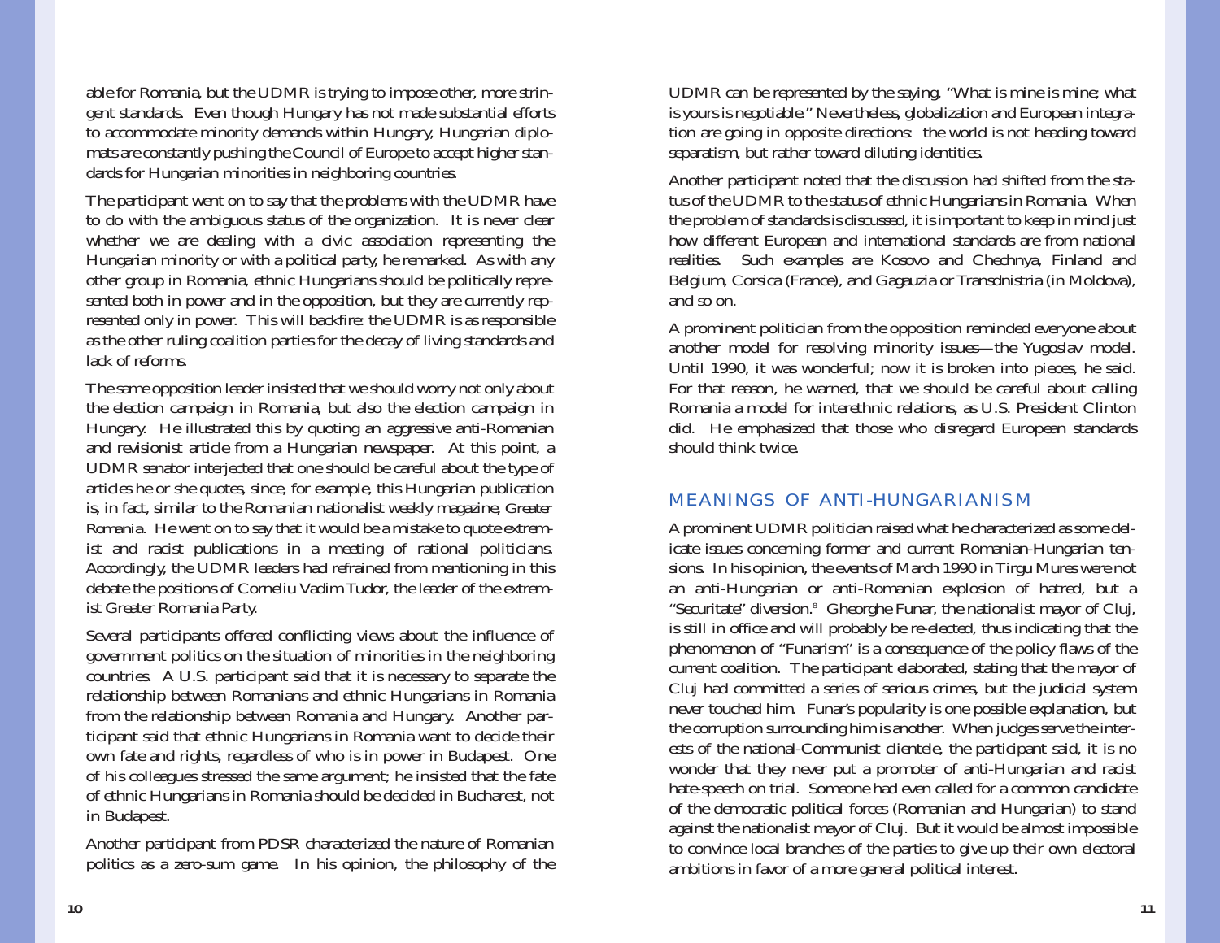able for Romania, but the UDMR is trying to impose other, more stringent standards. Even though Hungary has not made substantial efforts to accommodate minority demands within Hungary, Hungarian diplomats are constantly pushing the Council of Europe to accept higher standards for Hungarian minorities in neighboring countries.

The participant went on to say that the problems with the UDMR have to do with the ambiguous status of the organization. It is never clear whether we are dealing with a civic association representing the Hungarian minority or with a political party, he remarked. As with any other group in Romania, ethnic Hungarians should be politically represented both in power and in the opposition, but they are currently represented only in power. This will backfire: the UDMR is as responsible as the other ruling coalition parties for the decay of living standards and lack of reforms.

The same opposition leader insisted that we should worry not only about the election campaign in Romania, but also the election campaign in Hungary. He illustrated this by quoting an aggressive anti-Romanian and revisionist article from a Hungarian newspaper. At this point, a UDMR senator interjected that one should be careful about the type of articles he or she quotes, since, for example, this Hungarian publication is, in fact, similar to the Romanian nationalist weekly magazine, *Greater Romania*. He went on to say that it would be a mistake to quote extremist and racist publications in a meeting of rational politicians. Accordingly, the UDMR leaders had refrained from mentioning in this debate the positions of Corneliu Vadim Tudor, the leader of the extremist Greater Romania Party.

Several participants offered conflicting views about the influence of government politics on the situation of minorities in the neighboring countries. A U.S. participant said that it is necessary to separate the relationship between Romanians and ethnic Hungarians in Romania from the relationship between Romania and Hungary. Another participant said that ethnic Hungarians in Romania want to decide their own fate and rights, regardless of who is in power in Budapest. One of his colleagues stressed the same argument; he insisted that the fate of ethnic Hungarians in Romania should be decided in Bucharest, not in Budapest.

Another participant from PDSR characterized the nature of Romanian politics as a zero-sum game. In his opinion, the philosophy of the UDMR can be represented by the saying, "What is mine is mine; what is yours is negotiable." Nevertheless, globalization and European integration are going in opposite directions: the world is not heading toward separatism, but rather toward diluting identities.

Another participant noted that the discussion had shifted from the status of the UDMR to the status of ethnic Hungarians in Romania. When the problem of standards is discussed, it is important to keep in mind just how different European and international standards are from national realities. Such examples are Kosovo and Chechnya, Finland and Belgium, Corsica (France), and Gagauzia or Transdnistria (in Moldova), and so on.

A prominent politician from the opposition reminded everyone about another model for resolving minority issues—the Yugoslav model. Until 1990, it was wonderful; now it is broken into pieces, he said. For that reason, he warned, that we should be careful about calling Romania a model for interethnic relations, as U.S. President Clinton did. He emphasized that those who disregard European standards should think twice.

## MEANINGS OF ANTI-HUNGARIANISM

A prominent UDMR politician raised what he characterized as some delicate issues concerning former and current Romanian-Hungarian tensions. In his opinion, the events of March 1990 in Tirgu Mures were not an anti-Hungarian or anti-Romanian explosion of hatred, but a "Securitate" diversion.[8] Gheorghe Funar, the nationalist mayor of Cluj, is still in office and will probably be re-elected, thus indicating that the phenomenon of "Funarism" is a consequence of the policy flaws of the current coalition. The participant elaborated, stating that the mayor of Cluj had committed a series of serious crimes, but the judicial system never touched him. Funar's popularity is one possible explanation, but the corruption surrounding him is another. When judges serve the interests of the national-Communist clientele, the participant said, it is no wonder that they never put a promoter of anti-Hungarian and racist hate-speech on trial. Someone had even called for a common candidate of the democratic political forces (Romanian and Hungarian) to stand against the nationalist mayor of Cluj. But it would be almost impossible to convince local branches of the parties to give up their own electoral ambitions in favor of a more general political interest.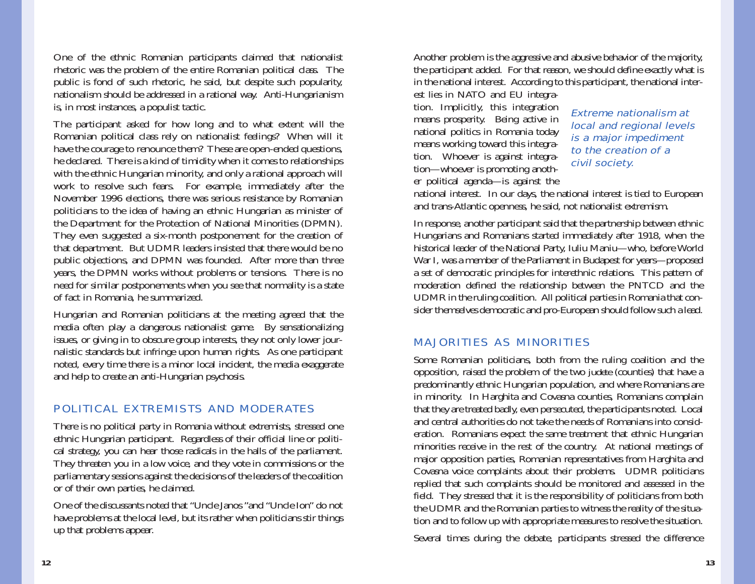One of the ethnic Romanian participants claimed that nationalist rhetoric was the problem of the entire Romanian political class. The public is fond of such rhetoric, he said, but despite such popularity, nationalism should be addressed in a rational way. Anti-Hungarianism is, in most instances, a populist tactic.

The participant asked for how long and to what extent will the Romanian political class rely on nationalist feelings? When will it have the courage to renounce them? These are open-ended questions, he declared. There is a kind of timidity when it comes to relationships with the ethnic Hungarian minority, and only a rational approach will work to resolve such fears. For example, immediately after the November 1996 elections, there was serious resistance by Romanian politicians to the idea of having an ethnic Hungarian as minister of the Department for the Protection of National Minorities (DPMN). They even suggested a six-month postponement for the creation of that department. But UDMR leaders insisted that there would be no public objections, and DPMN was founded. After more than three years, the DPMN works without problems or tensions. There is no need for similar postponements when you see that normality is a state of fact in Romania, he summarized.

Hungarian and Romanian politicians at the meeting agreed that the media often play a dangerous nationalist game. By sensationalizing issues, or giving in to obscure group interests, they not only lower journalistic standards but infringe upon human rights. As one participant noted, every time there is a minor local incident, the media exaggerate and help to create an anti-Hungarian psychosis.

## POLITICAL EXTREMISTS AND MODERATES

There is no political party in Romania without extremists, stressed one ethnic Hungarian participant. Regardless of their official line or political strategy, you can hear those radicals in the halls of the parliament. They threaten you in a low voice, and they vote in commissions or the parliamentary sessions against the decisions of the leaders of the coalition or of their own parties, he claimed.

One of the discussants noted that "Uncle Janos "and "Uncle Ion" do not have problems at the local level, but its rather when politicians stir things up that problems appear.

Another problem is the aggressive and abusive behavior of the majority, the participant added. For that reason, we should define exactly what is in the national interest. According to this participant, the national interest lies in NATO and EU integration. Implicitly, this integration means prosperity. Being active in national politics in Romania today means working toward this integration. Whoever is against integration—whoever is promoting another political agenda—is against the national interest. In our days, the national interest is tied to European and trans-Atlantic openness, he said, not nationalist extremism.

*Extreme nationalism at local and regional levels is a major impediment to the creation of a civil society.*

In response, another participant said that the partnership between ethnic Hungarians and Romanians started immediately after 1918, when the historical leader of the National Party, Iuliu Maniu—who, before World War I, was a member of the Parliament in Budapest for years—proposed a set of democratic principles for interethnic relations. This pattern of moderation defined the relationship between the PNTCD and the UDMR in the ruling coalition. All political parties in Romania that consider themselves democratic and pro-European should follow such a lead.

## MAJORITIES AS MINORITIES

Some Romanian politicians, both from the ruling coalition and the opposition, raised the problem of the two *judete* (counties) that have a predominantly ethnic Hungarian population, and where Romanians are in minority. In Harghita and Covasna counties, Romanians complain that they are treated badly, even persecuted, the participants noted. Local and central authorities do not take the needs of Romanians into consideration. Romanians expect the same treatment that ethnic Hungarian minorities receive in the rest of the country. At national meetings of major opposition parties, Romanian representatives from Harghita and Covasna voice complaints about their problems. UDMR politicians replied that such complaints should be monitored and assessed in the field. They stressed that it is the responsibility of politicians from both the UDMR and the Romanian parties to witness the reality of the situation and to follow up with appropriate measures to resolve the situation.

Several times during the debate, participants stressed the difference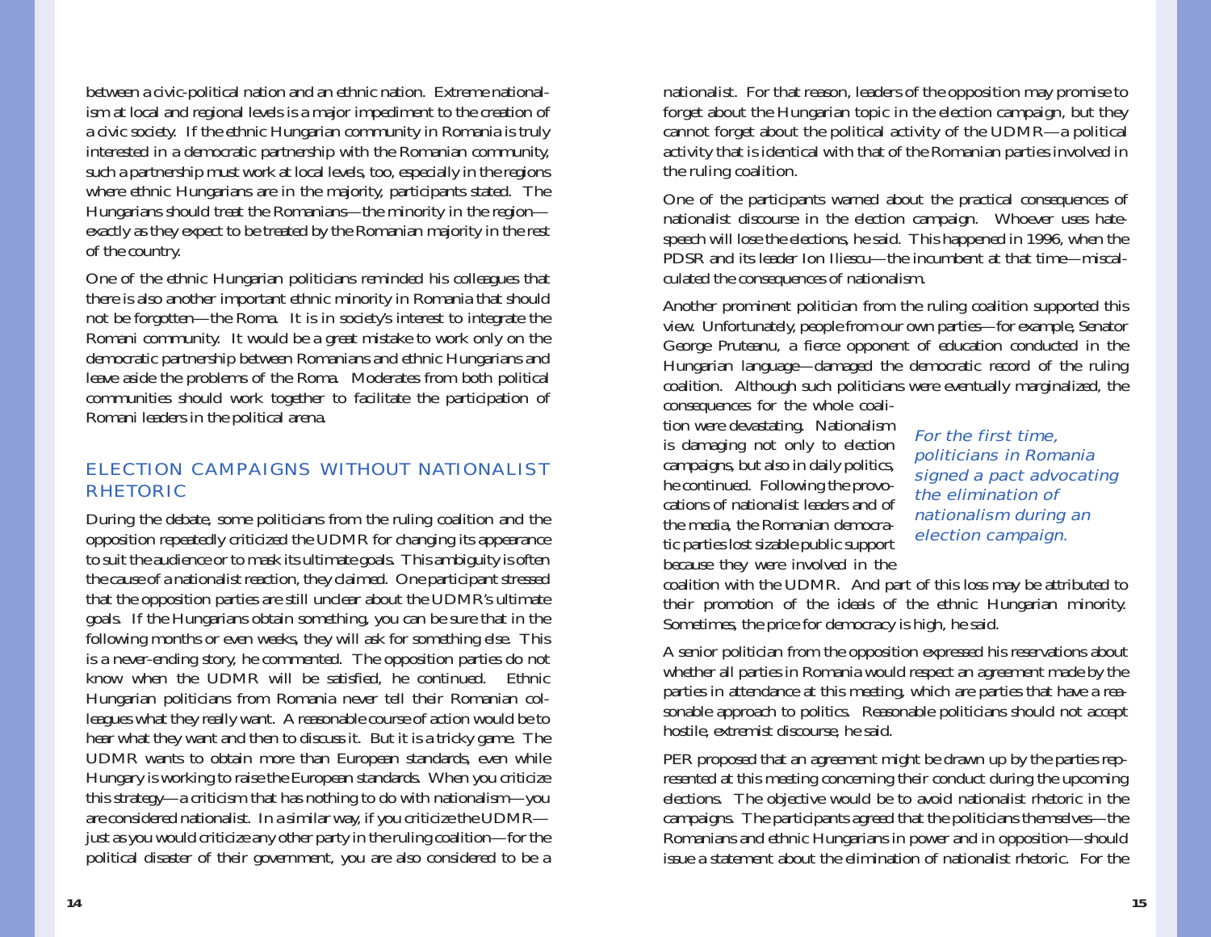between a civic-political nation and an ethnic nation. Extreme nationalism at local and regional levels is a major impediment to the creation of a civic society. If the ethnic Hungarian community in Romania is truly interested in a democratic partnership with the Romanian community, such a partnership must work at local levels, too, especially in the regions where ethnic Hungarians are in the majority, participants stated. The Hungarians should treat the Romanians—the minority in the region—exactly as they expect to be treated by the Romanian majority in the rest of the country.

One of the ethnic Hungarian politicians reminded his colleagues that there is also another important ethnic minority in Romania that should not be forgotten—the Roma. It is in society's interest to integrate the Romani community. It would be a great mistake to work only on the democratic partnership between Romanians and ethnic Hungarians and leave aside the problems of the Roma. Moderates from both political communities should work together to facilitate the participation of Romani leaders in the political arena.

## ELECTION CAMPAIGNS WITHOUT NATIONALIST RHETORIC

During the debate, some politicians from the ruling coalition and the opposition repeatedly criticized the UDMR for changing its appearance to suit the audience or to mask its ultimate goals. This ambiguity is often the cause of a nationalist reaction, they claimed. One participant stressed that the opposition parties are still unclear about the UDMR's ultimate goals. If the Hungarians obtain something, you can be sure that in the following months or even weeks, they will ask for something else. This is a never-ending story, he commented. The opposition parties do not know when the UDMR will be satisfied, he continued. Ethnic Hungarian politicians from Romania never tell their Romanian colleagues what they really want. A reasonable course of action would be to hear what they want and then to discuss it. But it is a tricky game. The UDMR wants to obtain more than European standards, even while Hungary is working to raise the European standards. When you criticize this strategy—a criticism that has nothing to do with nationalism—you are considered nationalist. In a similar way, if you criticize the UDMR—just as you would criticize any other party in the ruling coalition—for the political disaster of their government, you are also considered to be a nationalist. For that reason, leaders of the opposition may promise to forget about the Hungarian topic in the election campaign, but they cannot forget about the political activity of the UDMR—a political activity that is identical with that of the Romanian parties involved in the ruling coalition.

One of the participants warned about the practical consequences of nationalist discourse in the election campaign. Whoever uses hate-speech will lose the elections, he said. This happened in 1996, when the PDSR and its leader Ion Iliescu—the incumbent at that time—miscalculated the consequences of nationalism.

Another prominent politician from the ruling coalition supported this view. Unfortunately, people from our own parties—for example, Senator George Pruteanu, a fierce opponent of education conducted in the Hungarian language—damaged the democratic record of the ruling coalition. Although such politicians were eventually marginalized, the consequences for the whole coalition were devastating. Nationalism is damaging not only to election campaigns, but also in daily politics, he continued. Following the provocations of nationalist leaders and of the media, the Romanian democratic parties lost sizable public support because they were involved in the coalition with the UDMR. And part of this loss may be attributed to their promotion of the ideals of the ethnic Hungarian minority. Sometimes, the price for democracy is high, he said.

*For the first time, politicians in Romania signed a pact advocating the elimination of nationalism during an election campaign.*

A senior politician from the opposition expressed his reservations about whether all parties in Romania would respect an agreement made by the parties in attendance at this meeting, which are parties that have a reasonable approach to politics. Reasonable politicians should not accept hostile, extremist discourse, he said.

PER proposed that an agreement might be drawn up by the parties represented at this meeting concerning their conduct during the upcoming elections. The objective would be to avoid nationalist rhetoric in the campaigns. The participants agreed that the politicians themselves—the Romanians and ethnic Hungarians in power and in opposition—should issue a statement about the elimination of nationalist rhetoric. For the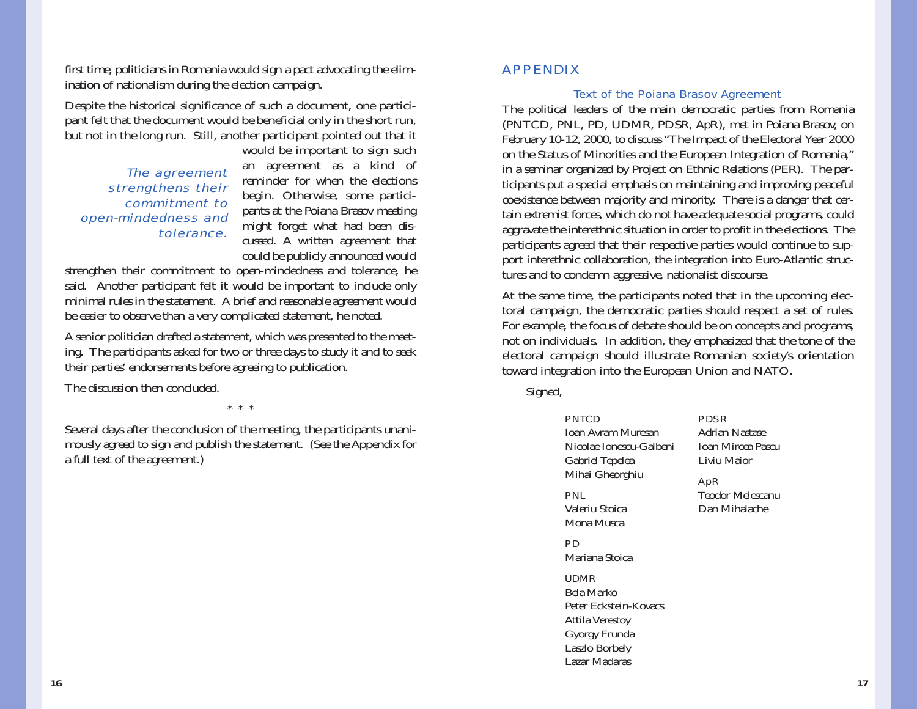first time, politicians in Romania would sign a pact advocating the elimination of nationalism during the election campaign.

Despite the historical significance of such a document, one participant felt that the document would be beneficial only in the short run, but not in the long run. Still, another participant pointed out that it would be important to sign such an agreement as a kind of reminder for when the elections begin. Otherwise, some participants at the Poiana Brasov meeting might forget what had been discussed. A written agreement that could be publicly announced would strengthen their commitment to open-mindedness and tolerance, he said. Another participant felt it would be important to include only minimal rules in the statement. A brief and reasonable agreement would be easier to observe than a very complicated statement, he noted.

*The agreement strengthens their commitment to open-mindedness and tolerance.*

A senior politician drafted a statement, which was presented to the meeting. The participants asked for two or three days to study it and to seek their parties' endorsements before agreeing to publication.

The discussion then concluded.

\* \* \*

Several days after the conclusion of the meeting, the participants unanimously agreed to sign and publish the statement. (See the Appendix for a full text of the agreement.)

# APPENDIX

## Text of the Poiana Brasov Agreement

The political leaders of the main democratic parties from Romania (PNTCD, PNL, PD, UDMR, PDSR, ApR), met in Poiana Brasov, on February 10-12, 2000, to discuss "The Impact of the Electoral Year 2000 on the Status of Minorities and the European Integration of Romania," in a seminar organized by Project on Ethnic Relations (PER). The participants put a special emphasis on maintaining and improving peaceful coexistence between majority and minority. There is a danger that certain extremist forces, which do not have adequate social programs, could aggravate the interethnic situation in order to profit in the elections. The participants agreed that their respective parties would continue to support interethnic collaboration, the integration into Euro-Atlantic structures and to condemn aggressive, nationalist discourse.

At the same time, the participants noted that in the upcoming electoral campaign, the democratic parties should respect a set of rules. For example, the focus of debate should be on concepts and programs, not on individuals. In addition, they emphasized that the tone of the electoral campaign should illustrate Romanian society's orientation toward integration into the European Union and NATO.

Signed,

PNTCD
Ioan Avram Muresan
Nicolae Ionescu-Galbeni
Gabriel Tepelea
Mihai Gheorghiu

PNL
Valeriu Stoica
Mona Musca

PD
Mariana Stoica

UDMR
Bela Marko
Peter Eckstein-Kovacs
Attila Verestoy
Gyorgy Frunda
Laszlo Borbely
Lazar Madaras

PDSR
Adrian Nastase
Ioan Mircea Pascu
Liviu Maior

ApR
Teodor Melescanu
Dan Mihalache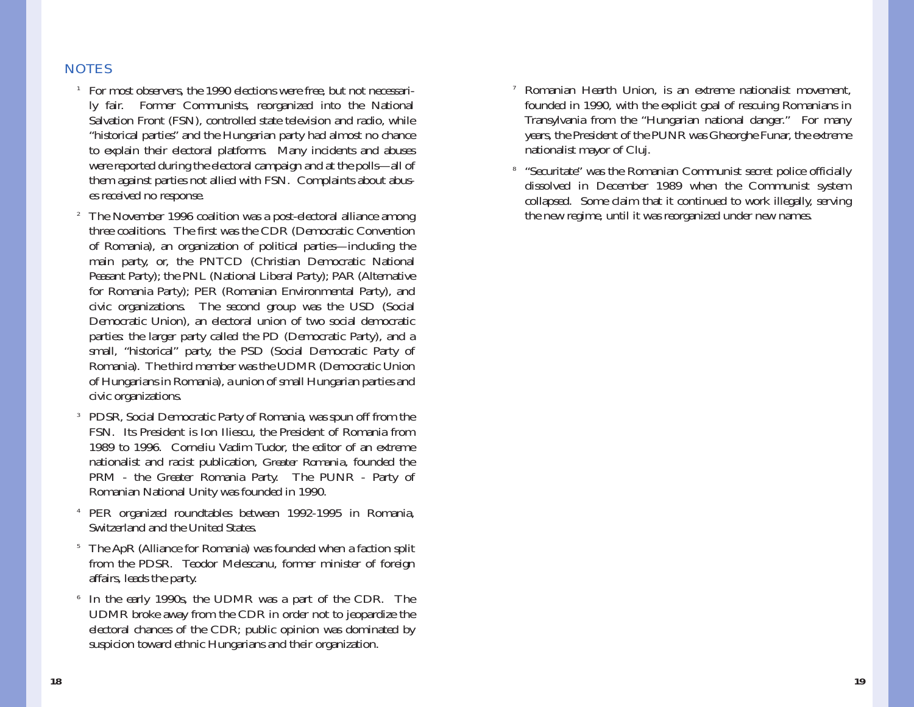## NOTES

1. For most observers, the 1990 elections were free, but not necessarily fair. Former Communists, reorganized into the National Salvation Front (FSN), controlled state television and radio, while "historical parties" and the Hungarian party had almost no chance to explain their electoral platforms. Many incidents and abuses were reported during the electoral campaign and at the polls—all of them against parties not allied with FSN. Complaints about abuses received no response.

2. The November 1996 coalition was a post-electoral alliance among three coalitions. The first was the CDR (Democratic Convention of Romania), an organization of political parties—including the main party, or, the PNTCD (Christian Democratic National Peasant Party); the PNL (National Liberal Party); PAR (Alternative for Romania Party); PER (Romanian Environmental Party), and civic organizations. The second group was the USD (Social Democratic Union), an electoral union of two social democratic parties: the larger party called the PD (Democratic Party), and a small, "historical" party, the PSD (Social Democratic Party of Romania). The third member was the UDMR (Democratic Union of Hungarians in Romania), a union of small Hungarian parties and civic organizations.

3. PDSR, Social Democratic Party of Romania, was spun off from the FSN. Its President is Ion Iliescu, the President of Romania from 1989 to 1996. Corneliu Vadim Tudor, the editor of an extreme nationalist and racist publication, *Greater Romania*, founded the PRM - the Greater Romania Party. The PUNR - Party of Romanian National Unity was founded in 1990.

4. PER organized roundtables between 1992-1995 in Romania, Switzerland and the United States.

5. The ApR (Alliance for Romania) was founded when a faction split from the PDSR. Teodor Melescanu, former minister of foreign affairs, leads the party.

6. In the early 1990s, the UDMR was a part of the CDR. The UDMR broke away from the CDR in order not to jeopardize the electoral chances of the CDR; public opinion was dominated by suspicion toward ethnic Hungarians and their organization.

7. Romanian Hearth Union, is an extreme nationalist movement, founded in 1990, with the explicit goal of rescuing Romanians in Transylvania from the "Hungarian national danger." For many years, the President of the PUNR was Gheorghe Funar, the extreme nationalist mayor of Cluj.

8. "Securitate" was the Romanian Communist secret police officially dissolved in December 1989 when the Communist system collapsed. Some claim that it continued to work illegally, serving the new regime, until it was reorganized under new names.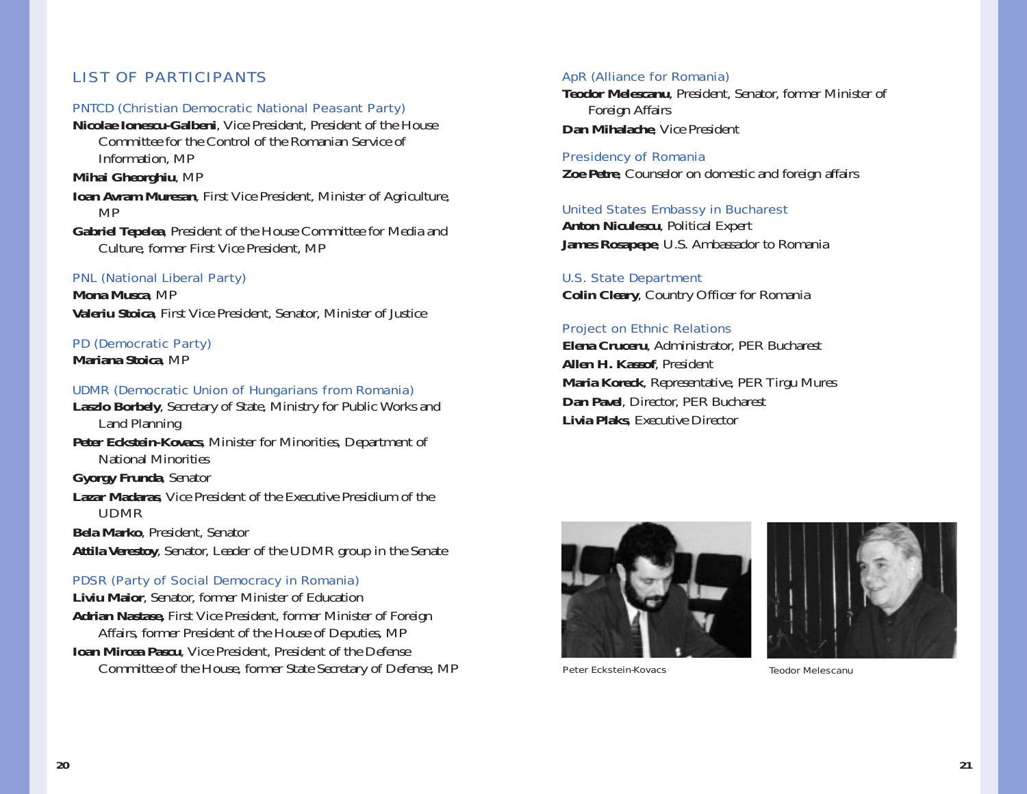## LIST OF PARTICIPANTS

### PNTCD (Christian Democratic National Peasant Party)

**Nicolae Ionescu-Galbeni**, Vice President, President of the House Committee for the Control of the Romanian Service of Information, MP

**Mihai Gheorghiu**, MP

**Ioan Avram Muresan**, First Vice President, Minister of Agriculture, MP

**Gabriel Tepelea**, President of the House Committee for Media and Culture, former First Vice President, MP

### PNL (National Liberal Party)

**Mona Musca**, MP

**Valeriu Stoica**, First Vice President, Senator, Minister of Justice

### PD (Democratic Party)

**Mariana Stoica**, MP

### UDMR (Democratic Union of Hungarians from Romania)

**Laszlo Borbely**, Secretary of State, Ministry for Public Works and Land Planning

**Peter Eckstein-Kovacs**, Minister for Minorities, Department of National Minorities

**Gyorgy Frunda**, Senator

**Lazar Madaras**, Vice President of the Executive Presidium of the UDMR

**Bela Marko**, President, Senator

**Attila Verestoy**, Senator, Leader of the UDMR group in the Senate

### PDSR (Party of Social Democracy in Romania)

**Liviu Maior**, Senator, former Minister of Education

**Adrian Nastase,** First Vice President, former Minister of Foreign Affairs, former President of the House of Deputies, MP

**Ioan Mircea Pascu**, Vice President, President of the Defense Committee of the House, former State Secretary of Defense, MP

### ApR (Alliance for Romania)

**Teodor Melescanu**, President, Senator, former Minister of Foreign Affairs

**Dan Mihalache**, Vice President

### Presidency of Romania

**Zoe Petre**, Counselor on domestic and foreign affairs

### United States Embassy in Bucharest

**Anton Niculescu**, Political Expert

**James Rosapepe**, U.S. Ambassador to Romania

### U.S. State Department

**Colin Cleary**, Country Officer for Romania

### Project on Ethnic Relations

**Elena Cruceru**, Administrator, PER Bucharest

**Allen H. Kassof**, President

**Maria Koreck**, Representative, PER Tirgu Mures

**Dan Pavel**, Director, PER Bucharest

**Livia Plaks**, Executive Director

Peter Eckstein-Kovacs

Teodor Melescanu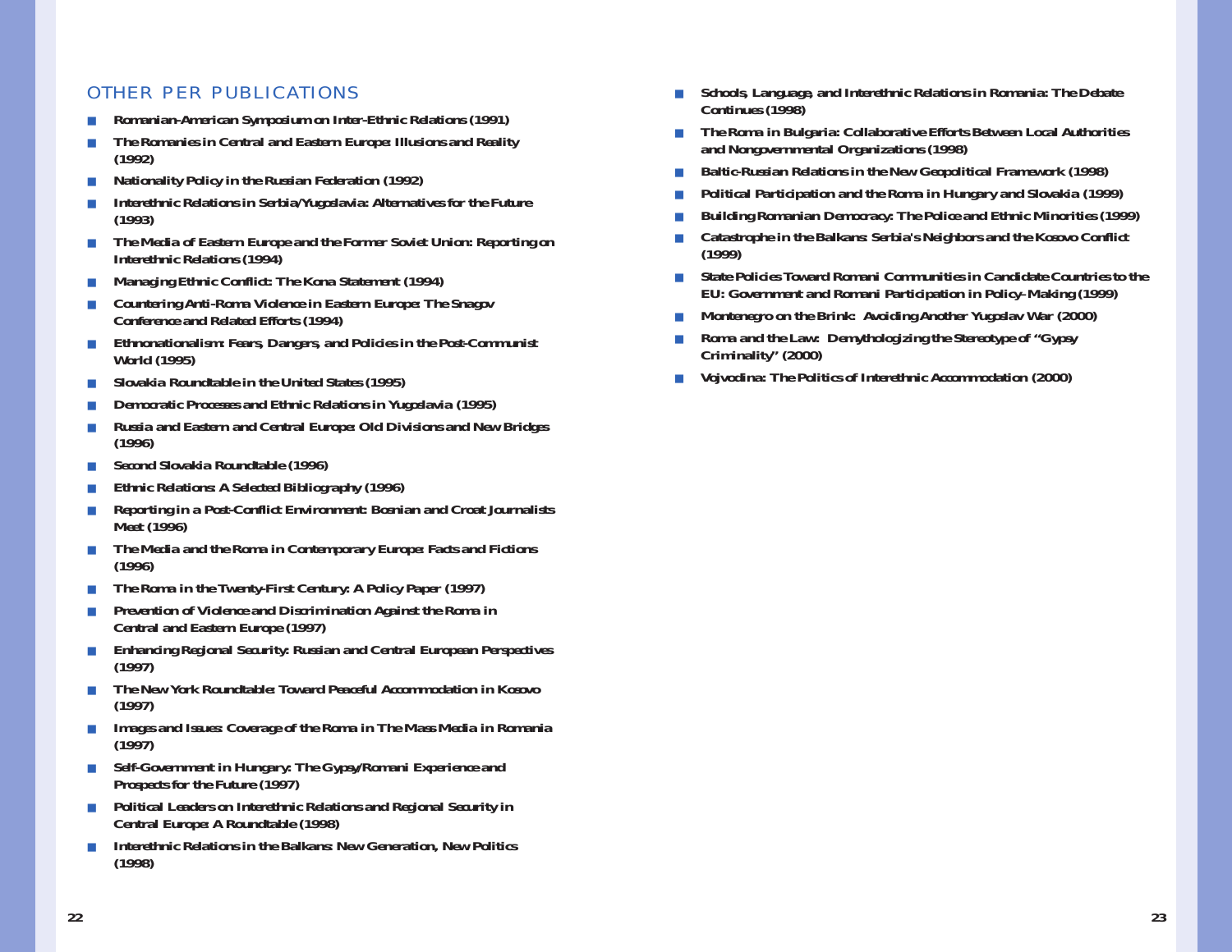## OTHER PER PUBLICATIONS

- **Romanian-American Symposium on Inter-Ethnic Relations (1991)**
- **The Romanies in Central and Eastern Europe: Illusions and Reality (1992)**
- **Nationality Policy in the Russian Federation (1992)**
- **Interethnic Relations in Serbia/Yugoslavia: Alternatives for the Future (1993)**
- **The Media of Eastern Europe and the Former Soviet Union: Reporting on Interethnic Relations (1994)**
- **Managing Ethnic Conflict: The Kona Statement (1994)**
- **Countering Anti-Roma Violence in Eastern Europe: The Snagov Conference and Related Efforts (1994)**
- **Ethnonationalism: Fears, Dangers, and Policies in the Post-Communist World (1995)**
- **Slovakia Roundtable in the United States (1995)**
- **Democratic Processes and Ethnic Relations in Yugoslavia (1995)**
- **Russia and Eastern and Central Europe: Old Divisions and New Bridges (1996)**
- **Second Slovakia Roundtable (1996)**
- **Ethnic Relations: A Selected Bibliography (1996)**
- **Reporting in a Post-Conflict Environment: Bosnian and Croat Journalists Meet (1996)**
- **The Media and the Roma in Contemporary Europe: Facts and Fictions (1996)**
- **The Roma in the Twenty-First Century: A Policy Paper (1997)**
- **Prevention of Violence and Discrimination Against the Roma in Central and Eastern Europe (1997)**
- **Enhancing Regional Security: Russian and Central European Perspectives (1997)**
- **The New York Roundtable: Toward Peaceful Accommodation in Kosovo (1997)**
- **Images and Issues: Coverage of the Roma in The Mass Media in Romania (1997)**
- **Self-Government in Hungary: The Gypsy/Romani Experience and Prospects for the Future (1997)**
- **Political Leaders on Interethnic Relations and Regional Security in Central Europe: A Roundtable (1998)**
- **Interethnic Relations in the Balkans: New Generation, New Politics (1998)**
- **Schools, Language, and Interethnic Relations in Romania: The Debate Continues (1998)**
- **The Roma in Bulgaria: Collaborative Efforts Between Local Authorities and Nongovernmental Organizations (1998)**
- **Baltic-Russian Relations in the New Geopolitical Framework (1998)**
- **Political Participation and the Roma in Hungary and Slovakia (1999)**
- **Building Romanian Democracy: The Police and Ethnic Minorities (1999)**
- **Catastrophe in the Balkans: Serbia's Neighbors and the Kosovo Conflict (1999)**
- **State Policies Toward Romani Communities in Candidate Countries to the EU: Government and Romani Participation in Policy-Making (1999)**
- **Montenegro on the Brink: Avoiding Another Yugoslav War (2000)**
- **Roma and the Law: Demythologizing the Stereotype of "Gypsy Criminality" (2000)**
- **Vojvodina: The Politics of Interethnic Accommodation (2000)**